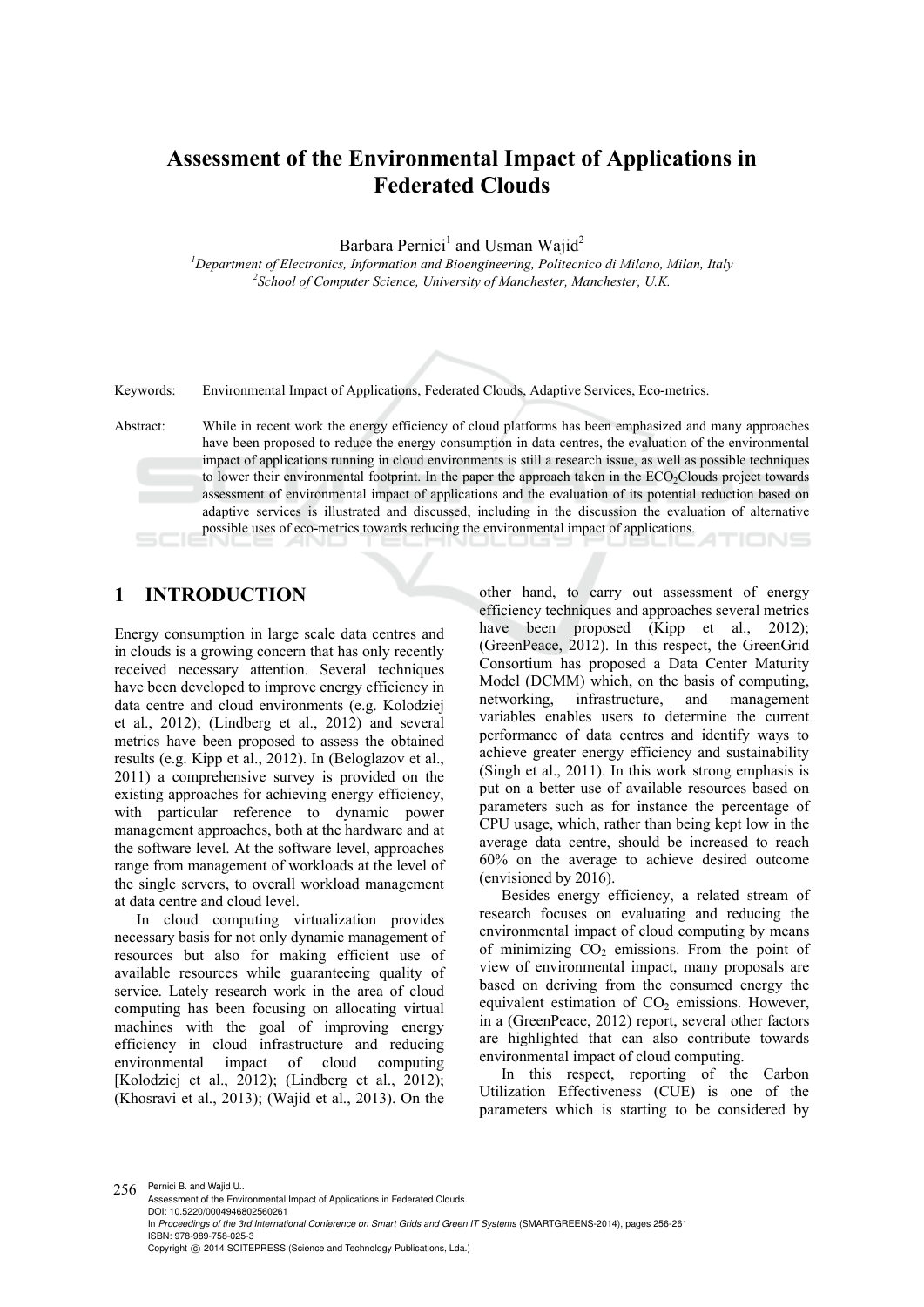# Assessment of the Environmental Impact of Applications in Federated Clouds

Barbara Pernici[1] and Usman Wajid[2]

[1]*Department of Electronics, Information and Bioengineering, Politecnico di Milano, Milan, Italy*
[2]*School of Computer Science, University of Manchester, Manchester, U.K.*

Keywords: Environmental Impact of Applications, Federated Clouds, Adaptive Services, Eco-metrics.

Abstract: While in recent work the energy efficiency of cloud platforms has been emphasized and many approaches have been proposed to reduce the energy consumption in data centres, the evaluation of the environmental impact of applications running in cloud environments is still a research issue, as well as possible techniques to lower their environmental footprint. In the paper the approach taken in the $ECO_2$Clouds project towards assessment of environmental impact of applications and the evaluation of its potential reduction based on adaptive services is illustrated and discussed, including in the discussion the evaluation of alternative possible uses of eco-metrics towards reducing the environmental impact of applications.

## 1 INTRODUCTION

Energy consumption in large scale data centres and in clouds is a growing concern that has only recently received necessary attention. Several techniques have been developed to improve energy efficiency in data centre and cloud environments (e.g. Kolodziej et al., 2012); (Lindberg et al., 2012) and several metrics have been proposed to assess the obtained results (e.g. Kipp et al., 2012). In (Beloglazov et al., 2011) a comprehensive survey is provided on the existing approaches for achieving energy efficiency, with particular reference to dynamic power management approaches, both at the hardware and at the software level. At the software level, approaches range from management of workloads at the level of the single servers, to overall workload management at data centre and cloud level.

In cloud computing virtualization provides necessary basis for not only dynamic management of resources but also for making efficient use of available resources while guaranteeing quality of service. Lately research work in the area of cloud computing has been focusing on allocating virtual machines with the goal of improving energy efficiency in cloud infrastructure and reducing environmental impact of cloud computing [Kolodziej et al., 2012); (Lindberg et al., 2012); (Khosravi et al., 2013); (Wajid et al., 2013). On the other hand, to carry out assessment of energy efficiency techniques and approaches several metrics have been proposed (Kipp et al., 2012); (GreenPeace, 2012). In this respect, the GreenGrid Consortium has proposed a Data Center Maturity Model (DCMM) which, on the basis of computing, networking, infrastructure, and management variables enables users to determine the current performance of data centres and identify ways to achieve greater energy efficiency and sustainability (Singh et al., 2011). In this work strong emphasis is put on a better use of available resources based on parameters such as for instance the percentage of CPU usage, which, rather than being kept low in the average data centre, should be increased to reach 60% on the average to achieve desired outcome (envisioned by 2016).

Besides energy efficiency, a related stream of research focuses on evaluating and reducing the environmental impact of cloud computing by means of minimizing $CO_2$ emissions. From the point of view of environmental impact, many proposals are based on deriving from the consumed energy the equivalent estimation of $CO_2$ emissions. However, in a (GreenPeace, 2012) report, several other factors are highlighted that can also contribute towards environmental impact of cloud computing.

In this respect, reporting of the Carbon Utilization Effectiveness (CUE) is one of the parameters which is starting to be considered by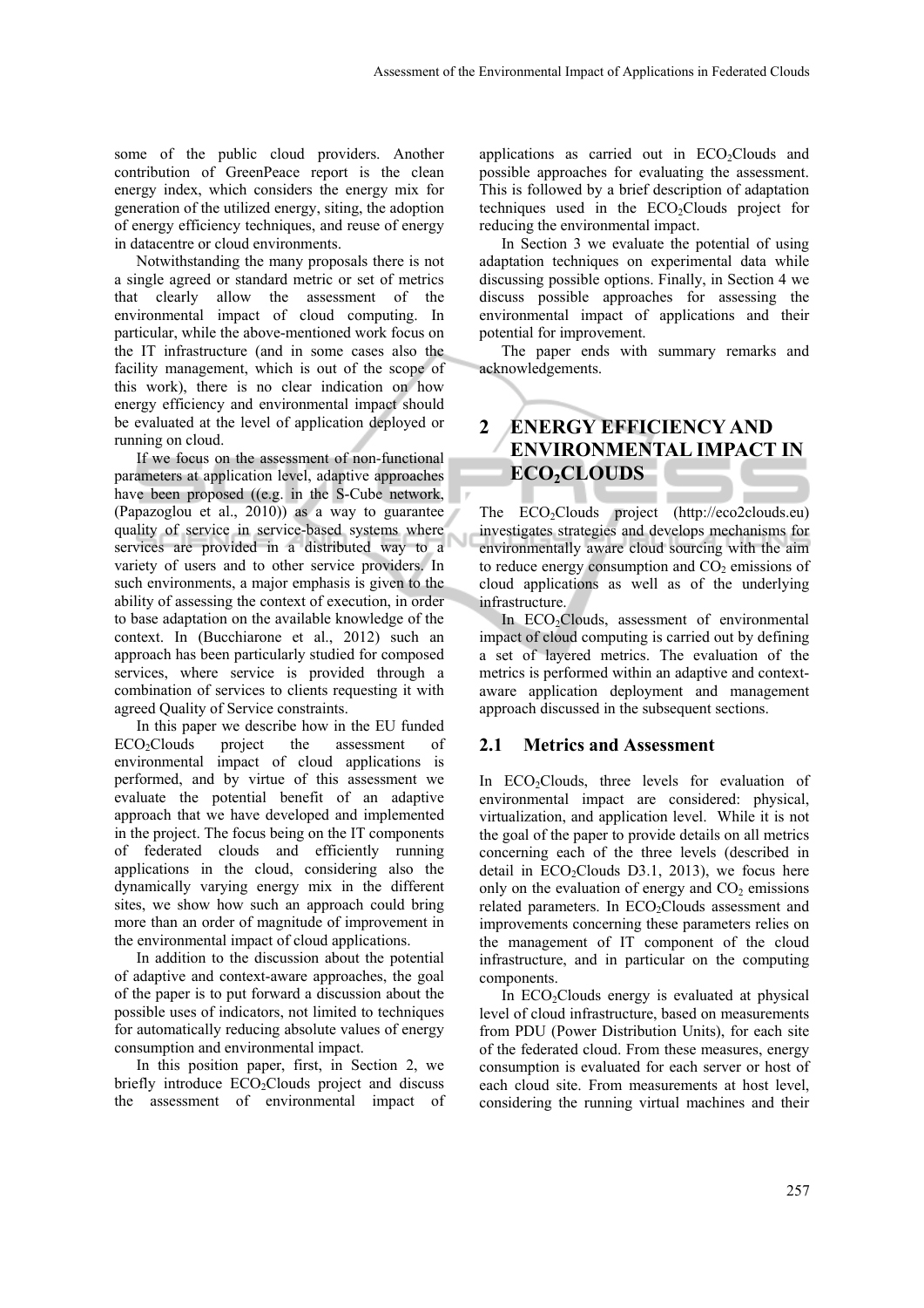some of the public cloud providers. Another contribution of GreenPeace report is the clean energy index, which considers the energy mix for generation of the utilized energy, siting, the adoption of energy efficiency techniques, and reuse of energy in datacentre or cloud environments.

Notwithstanding the many proposals there is not a single agreed or standard metric or set of metrics that clearly allow the assessment of the environmental impact of cloud computing. In particular, while the above-mentioned work focus on the IT infrastructure (and in some cases also the facility management, which is out of the scope of this work), there is no clear indication on how energy efficiency and environmental impact should be evaluated at the level of application deployed or running on cloud.

If we focus on the assessment of non-functional parameters at application level, adaptive approaches have been proposed ((e.g. in the S-Cube network, (Papazoglou et al., 2010)) as a way to guarantee quality of service in service-based systems where services are provided in a distributed way to a variety of users and to other service providers. In such environments, a major emphasis is given to the ability of assessing the context of execution, in order to base adaptation on the available knowledge of the context. In (Bucchiarone et al., 2012) such an approach has been particularly studied for composed services, where service is provided through a combination of services to clients requesting it with agreed Quality of Service constraints.

In this paper we describe how in the EU funded $ECO_2$Clouds project the assessment of environmental impact of cloud applications is performed, and by virtue of this assessment we evaluate the potential benefit of an adaptive approach that we have developed and implemented in the project. The focus being on the IT components of federated clouds and efficiently running applications in the cloud, considering also the dynamically varying energy mix in the different sites, we show how such an approach could bring more than an order of magnitude of improvement in the environmental impact of cloud applications.

In addition to the discussion about the potential of adaptive and context-aware approaches, the goal of the paper is to put forward a discussion about the possible uses of indicators, not limited to techniques for automatically reducing absolute values of energy consumption and environmental impact.

In this position paper, first, in Section 2, we briefly introduce $ECO_2$Clouds project and discuss the assessment of environmental impact of applications as carried out in $ECO_2$Clouds and possible approaches for evaluating the assessment. This is followed by a brief description of adaptation techniques used in the $ECO_2$Clouds project for reducing the environmental impact.

In Section 3 we evaluate the potential of using adaptation techniques on experimental data while discussing possible options. Finally, in Section 4 we discuss possible approaches for assessing the environmental impact of applications and their potential for improvement.

The paper ends with summary remarks and acknowledgements.

## 2 ENERGY EFFICIENCY AND ENVIRONMENTAL IMPACT IN $ECO_2$CLOUDS

The $ECO_2$Clouds project (http://eco2clouds.eu) investigates strategies and develops mechanisms for environmentally aware cloud sourcing with the aim to reduce energy consumption and $CO_2$ emissions of cloud applications as well as of the underlying infrastructure.

In $ECO_2$Clouds, assessment of environmental impact of cloud computing is carried out by defining a set of layered metrics. The evaluation of the metrics is performed within an adaptive and context-aware application deployment and management approach discussed in the subsequent sections.

### 2.1 Metrics and Assessment

In $ECO_2$Clouds, three levels for evaluation of environmental impact are considered: physical, virtualization, and application level. While it is not the goal of the paper to provide details on all metrics concerning each of the three levels (described in detail in $ECO_2$Clouds D3.1, 2013), we focus here only on the evaluation of energy and $CO_2$ emissions related parameters. In $ECO_2$Clouds assessment and improvements concerning these parameters relies on the management of IT component of the cloud infrastructure, and in particular on the computing components.

In $ECO_2$Clouds energy is evaluated at physical level of cloud infrastructure, based on measurements from PDU (Power Distribution Units), for each site of the federated cloud. From these measures, energy consumption is evaluated for each server or host of each cloud site. From measurements at host level, considering the running virtual machines and their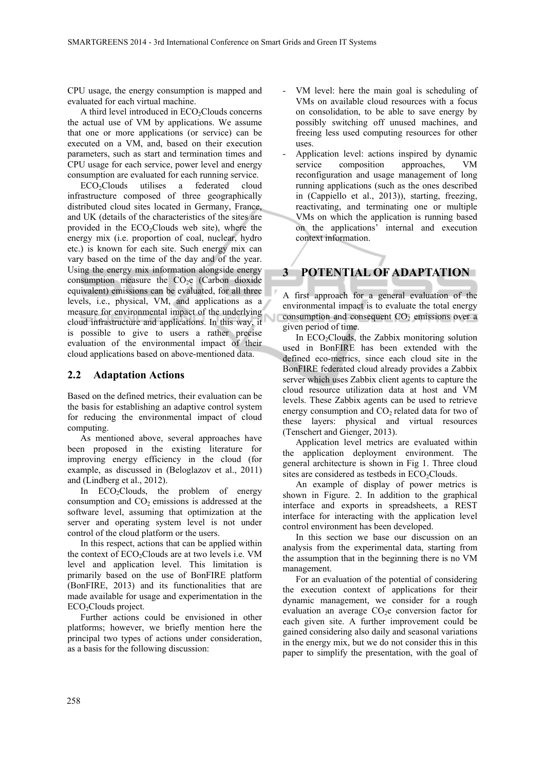CPU usage, the energy consumption is mapped and evaluated for each virtual machine.

A third level introduced in $ECO_2$Clouds concerns the actual use of VM by applications. We assume that one or more applications (or service) can be executed on a VM, and, based on their execution parameters, such as start and termination times and CPU usage for each service, power level and energy consumption are evaluated for each running service.

$ECO_2$Clouds utilises a federated cloud infrastructure composed of three geographically distributed cloud sites located in Germany, France, and UK (details of the characteristics of the sites are provided in the $ECO_2$Clouds web site), where the energy mix (i.e. proportion of coal, nuclear, hydro etc.) is known for each site. Such energy mix can vary based on the time of the day and of the year. Using the energy mix information alongside energy consumption measure the $CO_2$e (Carbon dioxide equivalent) emissions can be evaluated, for all three levels, i.e., physical, VM, and applications as a measure for environmental impact of the underlying cloud infrastructure and applications. In this way, it is possible to give to users a rather precise evaluation of the environmental impact of their cloud applications based on above-mentioned data.

## 2.2 Adaptation Actions

Based on the defined metrics, their evaluation can be the basis for establishing an adaptive control system for reducing the environmental impact of cloud computing.

As mentioned above, several approaches have been proposed in the existing literature for improving energy efficiency in the cloud (for example, as discussed in (Beloglazov et al., 2011) and (Lindberg et al., 2012).

In $ECO_2$Clouds, the problem of energy consumption and $CO_2$ emissions is addressed at the software level, assuming that optimization at the server and operating system level is not under control of the cloud platform or the users.

In this respect, actions that can be applied within the context of $ECO_2$Clouds are at two levels i.e. VM level and application level. This limitation is primarily based on the use of BonFIRE platform (BonFIRE, 2013) and its functionalities that are made available for usage and experimentation in the $ECO_2$Clouds project.

Further actions could be envisioned in other platforms; however, we briefly mention here the principal two types of actions under consideration, as a basis for the following discussion:

- VM level: here the main goal is scheduling of VMs on available cloud resources with a focus on consolidation, to be able to save energy by possibly switching off unused machines, and freeing less used computing resources for other uses.
- Application level: actions inspired by dynamic service composition approaches, VM reconfiguration and usage management of long running applications (such as the ones described in (Cappiello et al., 2013)), starting, freezing, reactivating, and terminating one or multiple VMs on which the application is running based on the applications' internal and execution context information.

# 3 POTENTIAL OF ADAPTATION

A first approach for a general evaluation of the environmental impact is to evaluate the total energy consumption and consequent $CO_2$ emissions over a given period of time.

In $ECO_2$Clouds, the Zabbix monitoring solution used in BonFIRE has been extended with the defined eco-metrics, since each cloud site in the BonFIRE federated cloud already provides a Zabbix server which uses Zabbix client agents to capture the cloud resource utilization data at host and VM levels. These Zabbix agents can be used to retrieve energy consumption and $CO_2$ related data for two of these layers: physical and virtual resources (Tenschert and Gienger, 2013).

Application level metrics are evaluated within the application deployment environment. The general architecture is shown in Fig 1. Three cloud sites are considered as testbeds in $ECO_2$Clouds.

An example of display of power metrics is shown in Figure. 2. In addition to the graphical interface and exports in spreadsheets, a REST interface for interacting with the application level control environment has been developed.

In this section we base our discussion on an analysis from the experimental data, starting from the assumption that in the beginning there is no VM management.

For an evaluation of the potential of considering the execution context of applications for their dynamic management, we consider for a rough evaluation an average $CO_2$e conversion factor for each given site. A further improvement could be gained considering also daily and seasonal variations in the energy mix, but we do not consider this in this paper to simplify the presentation, with the goal of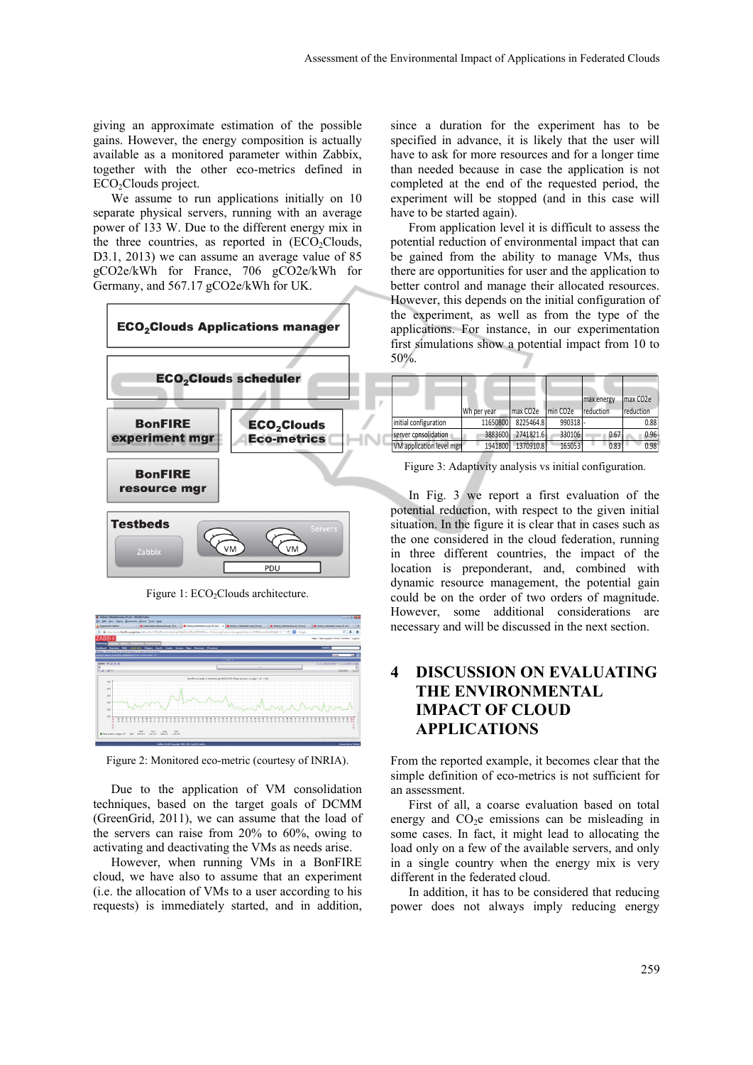giving an approximate estimation of the possible gains. However, the energy composition is actually available as a monitored parameter within Zabbix, together with the other eco-metrics defined in $ECO_2$Clouds project.

We assume to run applications initially on 10 separate physical servers, running with an average power of 133 W. Due to the different energy mix in the three countries, as reported in ($ECO_2$Clouds, D3.1, 2013) we can assume an average value of 85 gCO2e/kWh for France, 706 gCO2e/kWh for Germany, and 567.17 gCO2e/kWh for UK.

Figure 1: $ECO_2$Clouds architecture.

Figure 2: Monitored eco-metric (courtesy of INRIA).

Due to the application of VM consolidation techniques, based on the target goals of DCMM (GreenGrid, 2011), we can assume that the load of the servers can raise from 20% to 60%, owing to activating and deactivating the VMs as needs arise.

However, when running VMs in a BonFIRE cloud, we have also to assume that an experiment (i.e. the allocation of VMs to a user according to his requests) is immediately started, and in addition, since a duration for the experiment has to be specified in advance, it is likely that the user will have to ask for more resources and for a longer time than needed because in case the application is not completed at the end of the requested period, the experiment will be stopped (and in this case will have to be started again).

From application level it is difficult to assess the potential reduction of environmental impact that can be gained from the ability to manage VMs, thus there are opportunities for user and the application to better control and manage their allocated resources. However, this depends on the initial configuration of the experiment, as well as from the type of the applications. For instance, in our experimentation first simulations show a potential impact from 10 to 50%.

| | Wh per year | max CO2e | min CO2e | max energy reduction | max CO2e reduction |
|---|---|---|---|---|---|
| initial configuration | 11650800 | 8225464.8 | 990318 | - | 0.88 |
| server consolidation | 3883600 | 2741821.6 | 330106 | 0.67 | 0.96 |
| VM application level mgr | 1941800 | 1370910.8 | 165053 | 0.83 | 0.98 |

Figure 3: Adaptivity analysis vs initial configuration.

In Fig. 3 we report a first evaluation of the potential reduction, with respect to the given initial situation. In the figure it is clear that in cases such as the one considered in the cloud federation, running in three different countries, the impact of the location is preponderant, and, combined with dynamic resource management, the potential gain could be on the order of two orders of magnitude. However, some additional considerations are necessary and will be discussed in the next section.

# 4 DISCUSSION ON EVALUATING THE ENVIRONMENTAL IMPACT OF CLOUD APPLICATIONS

From the reported example, it becomes clear that the simple definition of eco-metrics is not sufficient for an assessment.

First of all, a coarse evaluation based on total energy and $CO_2$e emissions can be misleading in some cases. In fact, it might lead to allocating the load only on a few of the available servers, and only in a single country when the energy mix is very different in the federated cloud.

In addition, it has to be considered that reducing power does not always imply reducing energy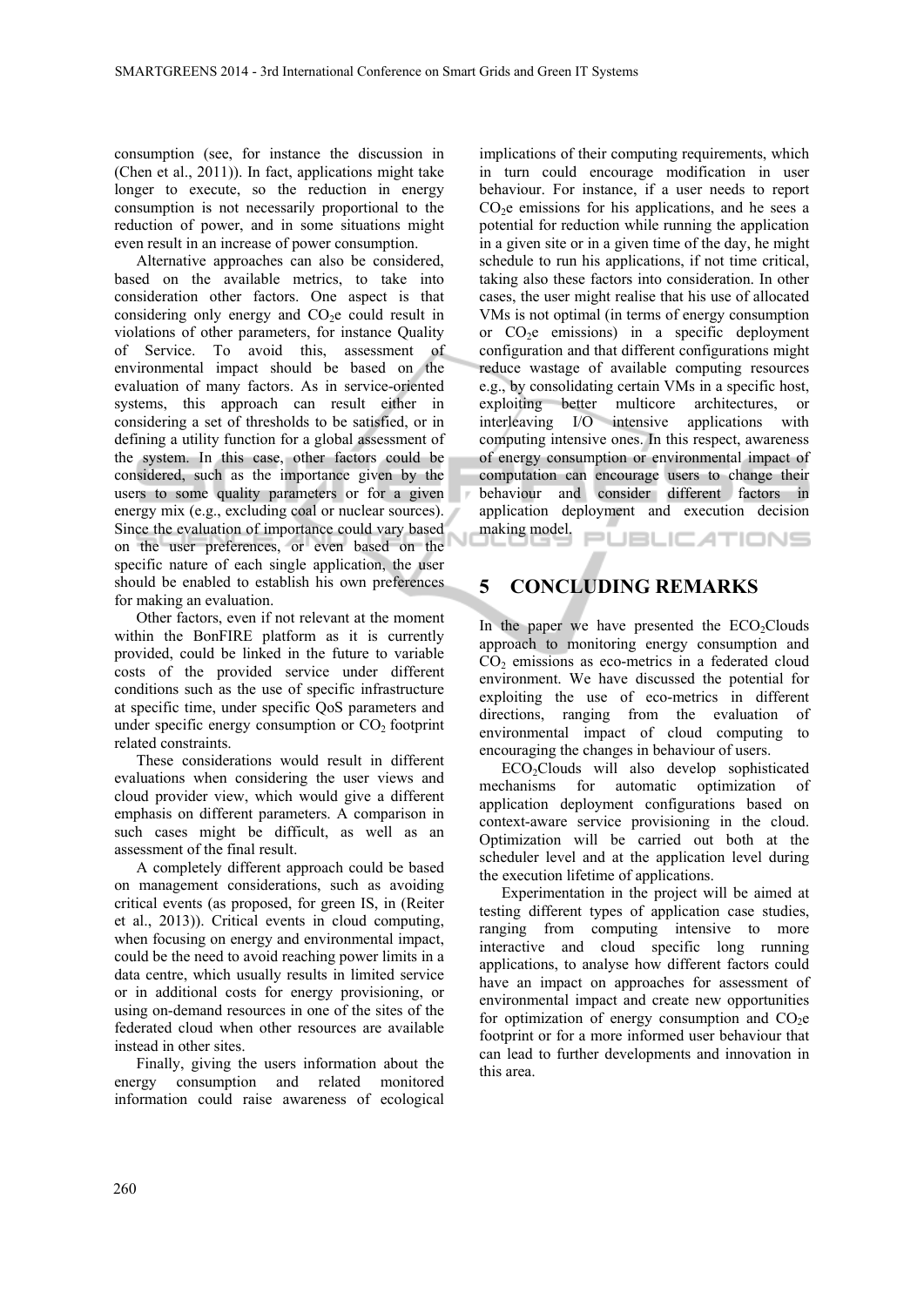consumption (see, for instance the discussion in (Chen et al., 2011)). In fact, applications might take longer to execute, so the reduction in energy consumption is not necessarily proportional to the reduction of power, and in some situations might even result in an increase of power consumption.

Alternative approaches can also be considered, based on the available metrics, to take into consideration other factors. One aspect is that considering only energy and $CO_2$e could result in violations of other parameters, for instance Quality of Service. To avoid this, assessment of environmental impact should be based on the evaluation of many factors. As in service-oriented systems, this approach can result either in considering a set of thresholds to be satisfied, or in defining a utility function for a global assessment of the system. In this case, other factors could be considered, such as the importance given by the users to some quality parameters or for a given energy mix (e.g., excluding coal or nuclear sources). Since the evaluation of importance could vary based on the user preferences, or even based on the specific nature of each single application, the user should be enabled to establish his own preferences for making an evaluation.

Other factors, even if not relevant at the moment within the BonFIRE platform as it is currently provided, could be linked in the future to variable costs of the provided service under different conditions such as the use of specific infrastructure at specific time, under specific QoS parameters and under specific energy consumption or $CO_2$ footprint related constraints.

These considerations would result in different evaluations when considering the user views and cloud provider view, which would give a different emphasis on different parameters. A comparison in such cases might be difficult, as well as an assessment of the final result.

A completely different approach could be based on management considerations, such as avoiding critical events (as proposed, for green IS, in (Reiter et al., 2013)). Critical events in cloud computing, when focusing on energy and environmental impact, could be the need to avoid reaching power limits in a data centre, which usually results in limited service or in additional costs for energy provisioning, or using on-demand resources in one of the sites of the federated cloud when other resources are available instead in other sites.

Finally, giving the users information about the energy consumption and related monitored information could raise awareness of ecological implications of their computing requirements, which in turn could encourage modification in user behaviour. For instance, if a user needs to report $CO_2$e emissions for his applications, and he sees a potential for reduction while running the application in a given site or in a given time of the day, he might schedule to run his applications, if not time critical, taking also these factors into consideration. In other cases, the user might realise that his use of allocated VMs is not optimal (in terms of energy consumption or $CO_2$e emissions) in a specific deployment configuration and that different configurations might reduce wastage of available computing resources e.g., by consolidating certain VMs in a specific host, exploiting better multicore architectures, or interleaving I/O intensive applications with computing intensive ones. In this respect, awareness of energy consumption or environmental impact of computation can encourage users to change their behaviour and consider different factors in application deployment and execution decision making model.

## 5 CONCLUDING REMARKS

In the paper we have presented the $ECO_2$Clouds approach to monitoring energy consumption and $CO_2$ emissions as eco-metrics in a federated cloud environment. We have discussed the potential for exploiting the use of eco-metrics in different directions, ranging from the evaluation of environmental impact of cloud computing to encouraging the changes in behaviour of users.

$ECO_2$Clouds will also develop sophisticated mechanisms for automatic optimization of application deployment configurations based on context-aware service provisioning in the cloud. Optimization will be carried out both at the scheduler level and at the application level during the execution lifetime of applications.

Experimentation in the project will be aimed at testing different types of application case studies, ranging from computing intensive to more interactive and cloud specific long running applications, to analyse how different factors could have an impact on approaches for assessment of environmental impact and create new opportunities for optimization of energy consumption and $CO_2$e footprint or for a more informed user behaviour that can lead to further developments and innovation in this area.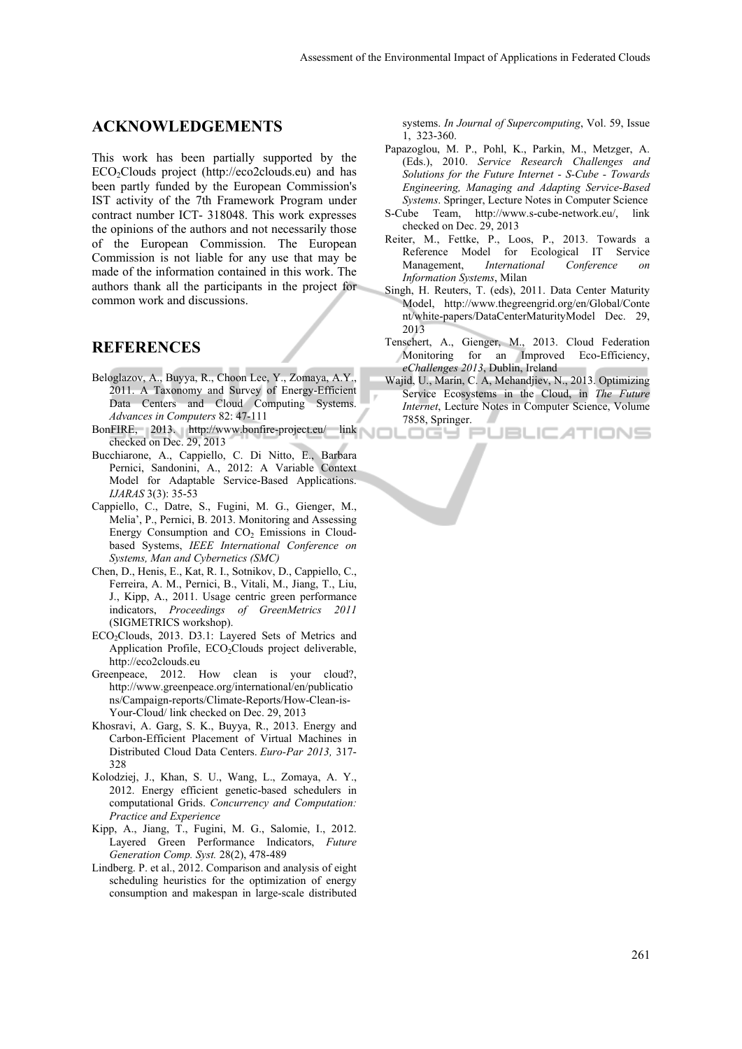## ACKNOWLEDGEMENTS

This work has been partially supported by the $ECO_2$Clouds project (http://eco2clouds.eu) and has been partly funded by the European Commission's IST activity of the 7th Framework Program under contract number ICT- 318048. This work expresses the opinions of the authors and not necessarily those of the European Commission. The European Commission is not liable for any use that may be made of the information contained in this work. The authors thank all the participants in the project for common work and discussions.

## REFERENCES

Beloglazov, A., Buyya, R., Choon Lee, Y., Zomaya, A.Y., 2011. A Taxonomy and Survey of Energy-Efficient Data Centers and Cloud Computing Systems. *Advances in Computers* 82: 47-111

BonFIRE, 2013. http://www.bonfire-project.eu/ link checked on Dec. 29, 2013

Bucchiarone, A., Cappiello, C. Di Nitto, E., Barbara Pernici, Sandonini, A., 2012: A Variable Context Model for Adaptable Service-Based Applications. *IJARAS* 3(3): 35-53

Cappiello, C., Datre, S., Fugini, M. G., Gienger, M., Melia', P., Pernici, B. 2013. Monitoring and Assessing Energy Consumption and $CO_2$ Emissions in Cloud-based Systems, *IEEE International Conference on Systems, Man and Cybernetics (SMC)*

Chen, D., Henis, E., Kat, R. I., Sotnikov, D., Cappiello, C., Ferreira, A. M., Pernici, B., Vitali, M., Jiang, T., Liu, J., Kipp, A., 2011. Usage centric green performance indicators, *Proceedings of GreenMetrics 2011* (SIGMETRICS workshop).

$ECO_2$Clouds, 2013. D3.1: Layered Sets of Metrics and Application Profile, $ECO_2$Clouds project deliverable, http://eco2clouds.eu

Greenpeace, 2012. How clean is your cloud?, http://www.greenpeace.org/international/en/publications/Campaign-reports/Climate-Reports/How-Clean-is-Your-Cloud/ link checked on Dec. 29, 2013

Khosravi, A. Garg, S. K., Buyya, R., 2013. Energy and Carbon-Efficient Placement of Virtual Machines in Distributed Cloud Data Centers. *Euro-Par 2013,* 317-328

Kolodziej, J., Khan, S. U., Wang, L., Zomaya, A. Y., 2012. Energy efficient genetic-based schedulers in computational Grids. *Concurrency and Computation: Practice and Experience*

Kipp, A., Jiang, T., Fugini, M. G., Salomie, I., 2012. Layered Green Performance Indicators, *Future Generation Comp. Syst.* 28(2), 478-489

Lindberg. P. et al., 2012. Comparison and analysis of eight scheduling heuristics for the optimization of energy consumption and makespan in large-scale distributed systems. *In Journal of Supercomputing*, Vol. 59, Issue 1, 323-360.

Papazoglou, M. P., Pohl, K., Parkin, M., Metzger, A. (Eds.), 2010. *Service Research Challenges and Solutions for the Future Internet - S-Cube - Towards Engineering, Managing and Adapting Service-Based Systems*. Springer, Lecture Notes in Computer Science

S-Cube Team, http://www.s-cube-network.eu/, link checked on Dec. 29, 2013

Reiter, M., Fettke, P., Loos, P., 2013. Towards a Reference Model for Ecological IT Service Management, *International Conference on Information Systems*, Milan

Singh, H. Reuters, T. (eds), 2011. Data Center Maturity Model, http://www.thegreengrid.org/en/Global/Content/white-papers/DataCenterMaturityModel Dec. 29, 2013

Tenschert, A., Gienger, M., 2013. Cloud Federation Monitoring for an Improved Eco-Efficiency, *eChallenges 2013*, Dublin, Ireland

Wajid, U., Marín, C. A, Mehandjiev, N., 2013. Optimizing Service Ecosystems in the Cloud, in *The Future Internet*, Lecture Notes in Computer Science, Volume 7858, Springer.